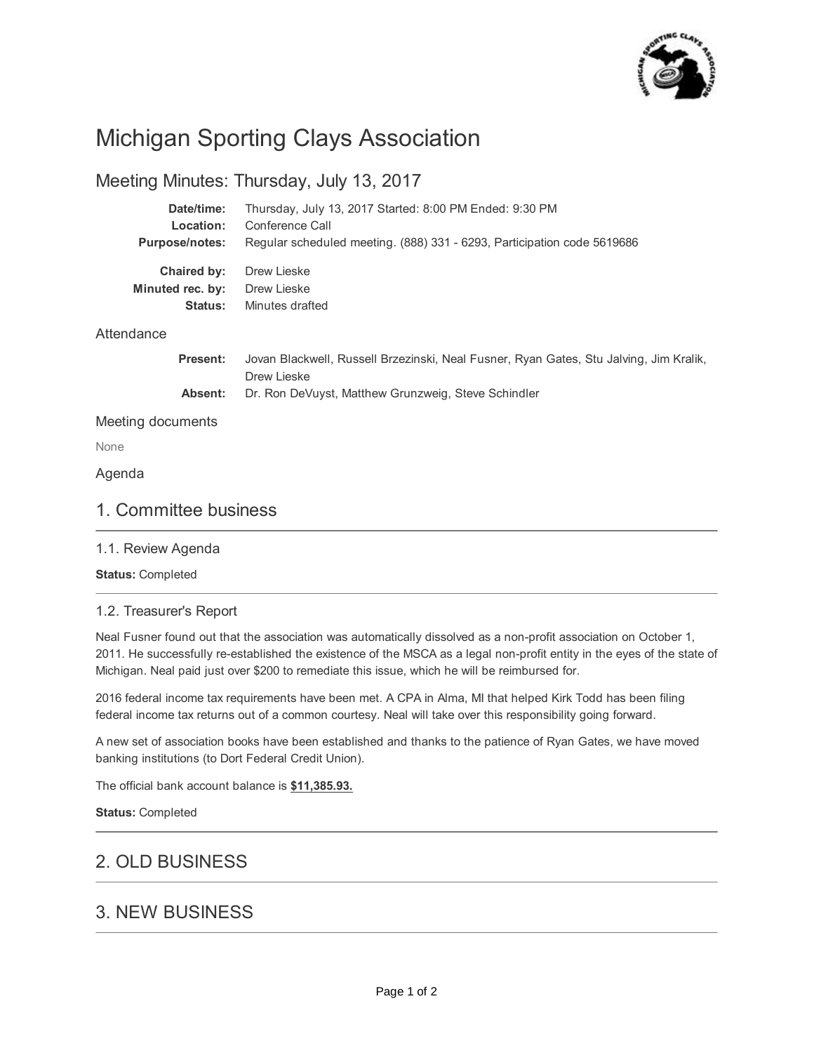# Michigan Sporting Clays Association

## Meeting Minutes: Thursday, July 13, 2017

**Date/time:** Thursday, July 13, 2017 Started: 8:00 PM Ended: 9:30 PM
**Location:** Conference Call
**Purpose/notes:** Regular scheduled meeting. (888) 331 - 6293, Participation code 5619686

**Chaired by:** Drew Lieske
**Minuted rec. by:** Drew Lieske
**Status:** Minutes drafted

### Attendance

**Present:** Jovan Blackwell, Russell Brzezinski, Neal Fusner, Ryan Gates, Stu Jalving, Jim Kralik, Drew Lieske
**Absent:** Dr. Ron DeVuyst, Matthew Grunzweig, Steve Schindler

### Meeting documents

None

### Agenda

## 1. Committee business

### 1.1. Review Agenda

**Status:** Completed

### 1.2. Treasurer's Report

Neal Fusner found out that the association was automatically dissolved as a non-profit association on October 1, 2011. He successfully re-established the existence of the MSCA as a legal non-profit entity in the eyes of the state of Michigan. Neal paid just over $200 to remediate this issue, which he will be reimbursed for.

2016 federal income tax requirements have been met. A CPA in Alma, MI that helped Kirk Todd has been filing federal income tax returns out of a common courtesy. Neal will take over this responsibility going forward.

A new set of association books have been established and thanks to the patience of Ryan Gates, we have moved banking institutions (to Dort Federal Credit Union).

The official bank account balance is **$11,385.93.**

**Status:** Completed

## 2. OLD BUSINESS

## 3. NEW BUSINESS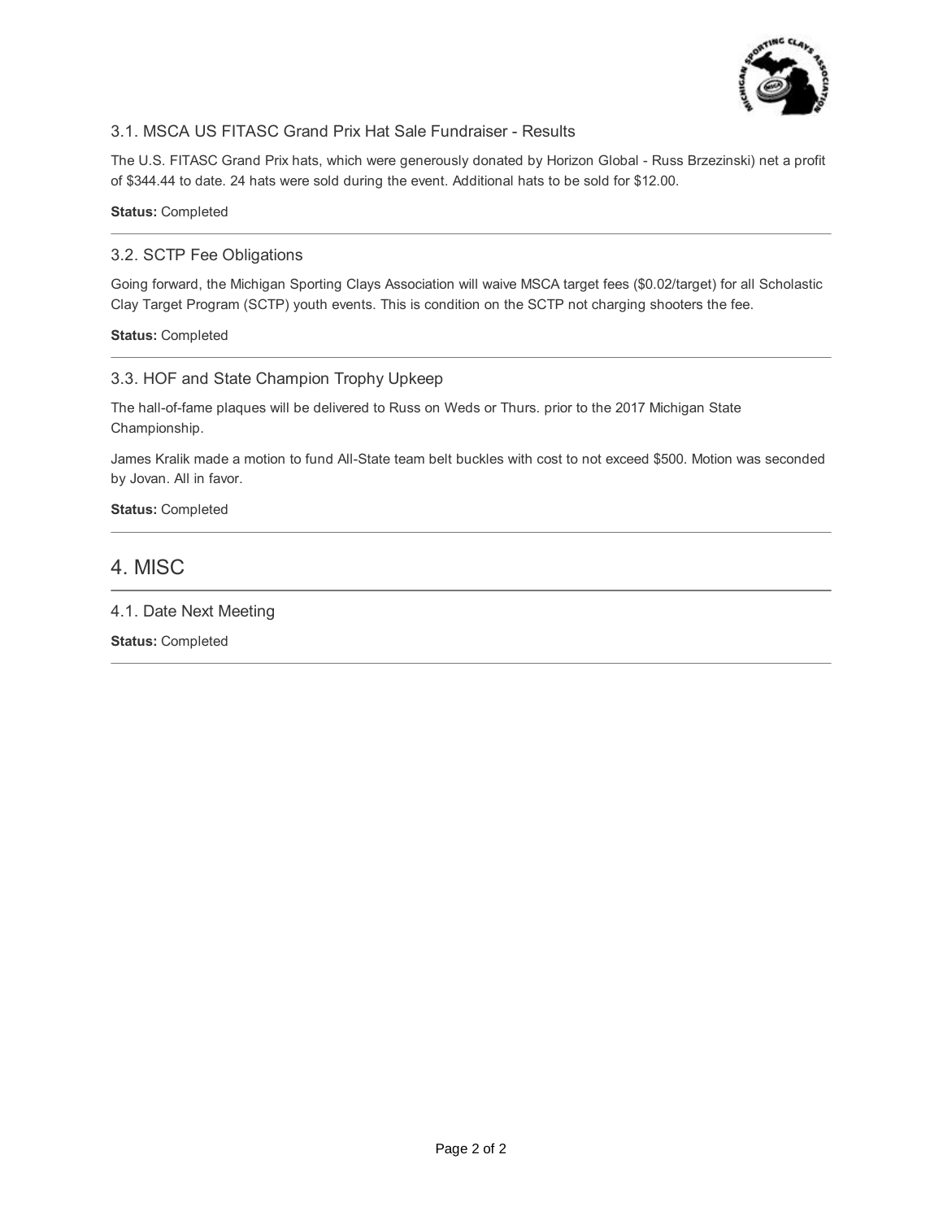### 3.1. MSCA US FITASC Grand Prix Hat Sale Fundraiser - Results

The U.S. FITASC Grand Prix hats, which were generously donated by Horizon Global - Russ Brzezinski) net a profit of $344.44 to date. 24 hats were sold during the event. Additional hats to be sold for $12.00.

**Status:** Completed

---

### 3.2. SCTP Fee Obligations

Going forward, the Michigan Sporting Clays Association will waive MSCA target fees ($0.02/target) for all Scholastic Clay Target Program (SCTP) youth events. This is condition on the SCTP not charging shooters the fee.

**Status:** Completed

---

### 3.3. HOF and State Champion Trophy Upkeep

The hall-of-fame plaques will be delivered to Russ on Weds or Thurs. prior to the 2017 Michigan State Championship.

James Kralik made a motion to fund All-State team belt buckles with cost to not exceed $500. Motion was seconded by Jovan. All in favor.

**Status:** Completed

---

## 4. MISC

### 4.1. Date Next Meeting

**Status:** Completed

---